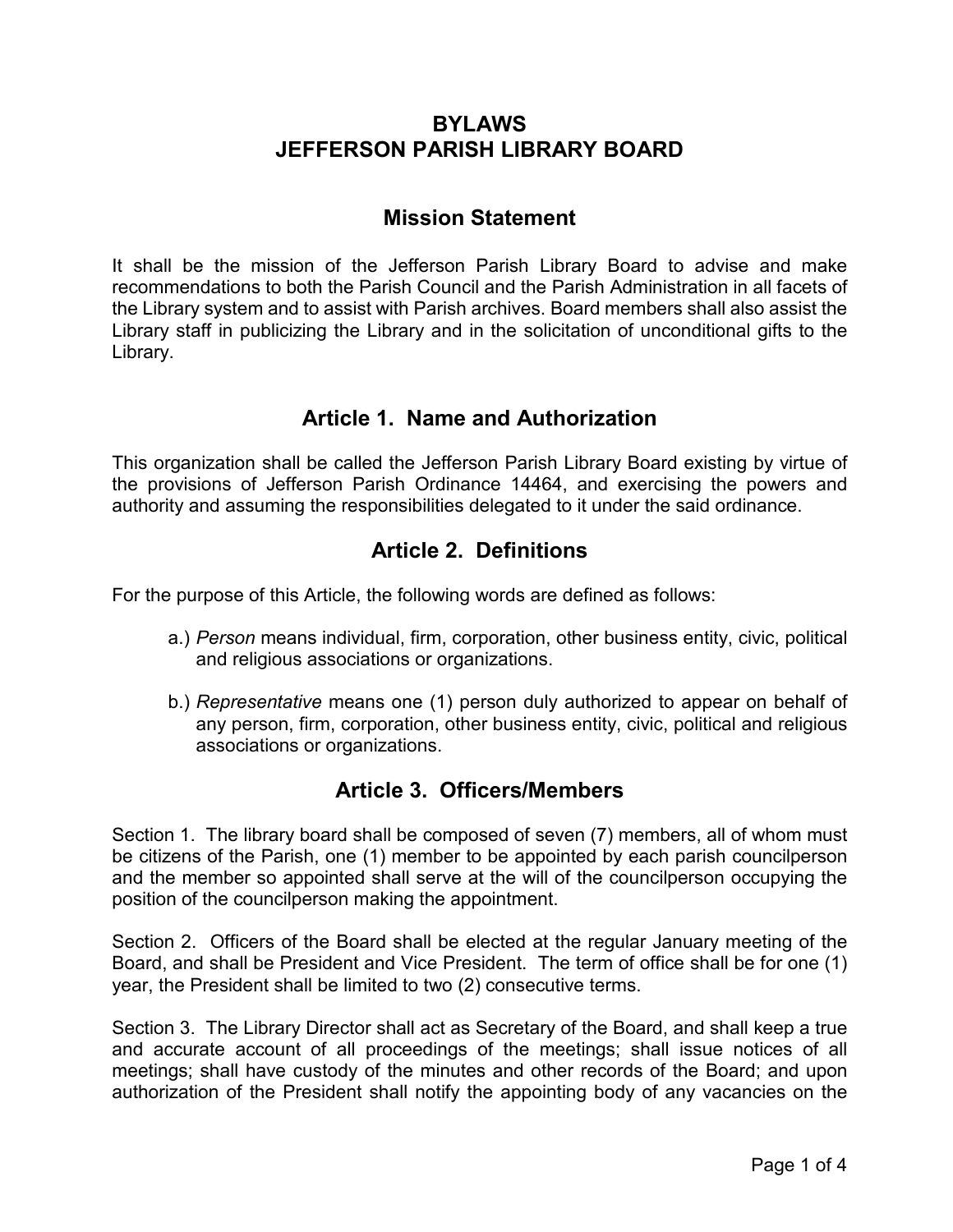# BYLAWS
# JEFFERSON PARISH LIBRARY BOARD

## Mission Statement

It shall be the mission of the Jefferson Parish Library Board to advise and make recommendations to both the Parish Council and the Parish Administration in all facets of the Library system and to assist with Parish archives. Board members shall also assist the Library staff in publicizing the Library and in the solicitation of unconditional gifts to the Library.

## Article 1. Name and Authorization

This organization shall be called the Jefferson Parish Library Board existing by virtue of the provisions of Jefferson Parish Ordinance 14464, and exercising the powers and authority and assuming the responsibilities delegated to it under the said ordinance.

## Article 2. Definitions

For the purpose of this Article, the following words are defined as follows:

a.) *Person* means individual, firm, corporation, other business entity, civic, political and religious associations or organizations.

b.) *Representative* means one (1) person duly authorized to appear on behalf of any person, firm, corporation, other business entity, civic, political and religious associations or organizations.

## Article 3. Officers/Members

Section 1. The library board shall be composed of seven (7) members, all of whom must be citizens of the Parish, one (1) member to be appointed by each parish councilperson and the member so appointed shall serve at the will of the councilperson occupying the position of the councilperson making the appointment.

Section 2. Officers of the Board shall be elected at the regular January meeting of the Board, and shall be President and Vice President. The term of office shall be for one (1) year, the President shall be limited to two (2) consecutive terms.

Section 3. The Library Director shall act as Secretary of the Board, and shall keep a true and accurate account of all proceedings of the meetings; shall issue notices of all meetings; shall have custody of the minutes and other records of the Board; and upon authorization of the President shall notify the appointing body of any vacancies on the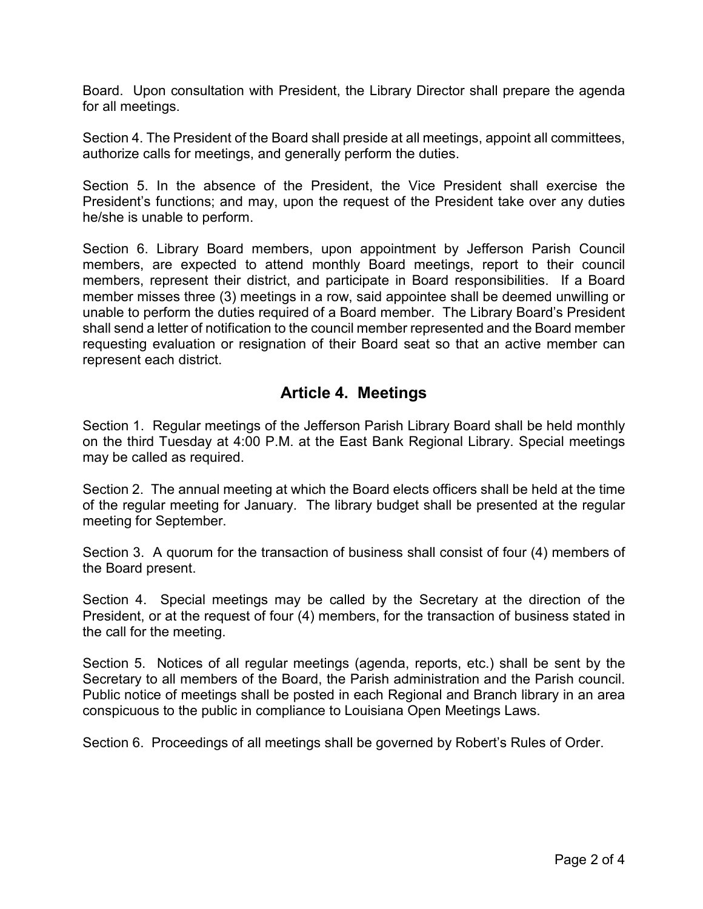Board. Upon consultation with President, the Library Director shall prepare the agenda for all meetings.

Section 4. The President of the Board shall preside at all meetings, appoint all committees, authorize calls for meetings, and generally perform the duties.

Section 5. In the absence of the President, the Vice President shall exercise the President's functions; and may, upon the request of the President take over any duties he/she is unable to perform.

Section 6. Library Board members, upon appointment by Jefferson Parish Council members, are expected to attend monthly Board meetings, report to their council members, represent their district, and participate in Board responsibilities. If a Board member misses three (3) meetings in a row, said appointee shall be deemed unwilling or unable to perform the duties required of a Board member. The Library Board's President shall send a letter of notification to the council member represented and the Board member requesting evaluation or resignation of their Board seat so that an active member can represent each district.

## Article 4. Meetings

Section 1. Regular meetings of the Jefferson Parish Library Board shall be held monthly on the third Tuesday at 4:00 P.M. at the East Bank Regional Library. Special meetings may be called as required.

Section 2. The annual meeting at which the Board elects officers shall be held at the time of the regular meeting for January. The library budget shall be presented at the regular meeting for September.

Section 3. A quorum for the transaction of business shall consist of four (4) members of the Board present.

Section 4. Special meetings may be called by the Secretary at the direction of the President, or at the request of four (4) members, for the transaction of business stated in the call for the meeting.

Section 5. Notices of all regular meetings (agenda, reports, etc.) shall be sent by the Secretary to all members of the Board, the Parish administration and the Parish council. Public notice of meetings shall be posted in each Regional and Branch library in an area conspicuous to the public in compliance to Louisiana Open Meetings Laws.

Section 6. Proceedings of all meetings shall be governed by Robert's Rules of Order.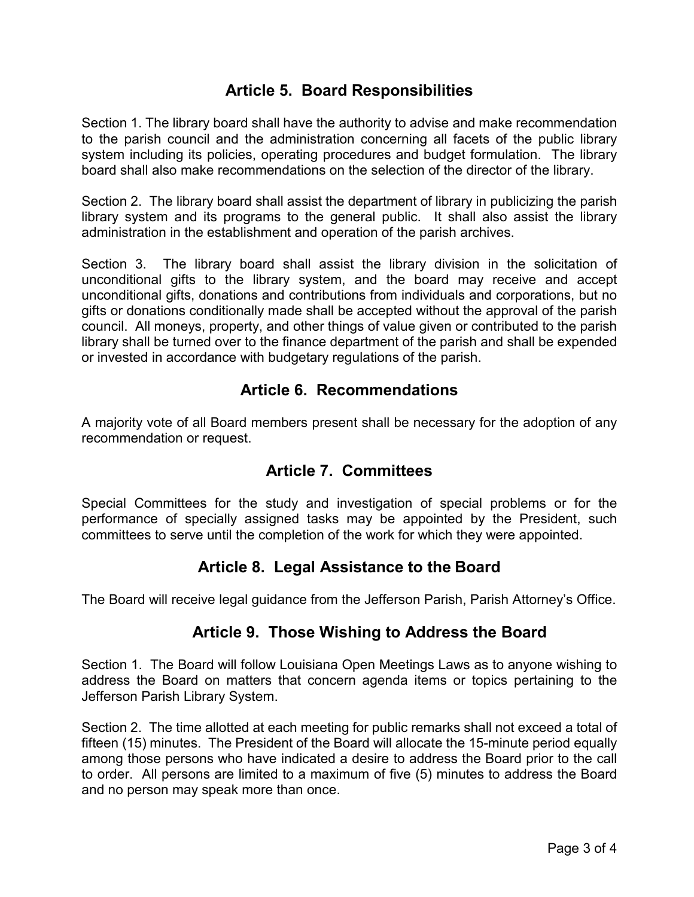## Article 5. Board Responsibilities

Section 1. The library board shall have the authority to advise and make recommendation to the parish council and the administration concerning all facets of the public library system including its policies, operating procedures and budget formulation. The library board shall also make recommendations on the selection of the director of the library.

Section 2. The library board shall assist the department of library in publicizing the parish library system and its programs to the general public. It shall also assist the library administration in the establishment and operation of the parish archives.

Section 3. The library board shall assist the library division in the solicitation of unconditional gifts to the library system, and the board may receive and accept unconditional gifts, donations and contributions from individuals and corporations, but no gifts or donations conditionally made shall be accepted without the approval of the parish council. All moneys, property, and other things of value given or contributed to the parish library shall be turned over to the finance department of the parish and shall be expended or invested in accordance with budgetary regulations of the parish.

## Article 6. Recommendations

A majority vote of all Board members present shall be necessary for the adoption of any recommendation or request.

## Article 7. Committees

Special Committees for the study and investigation of special problems or for the performance of specially assigned tasks may be appointed by the President, such committees to serve until the completion of the work for which they were appointed.

## Article 8. Legal Assistance to the Board

The Board will receive legal guidance from the Jefferson Parish, Parish Attorney's Office.

## Article 9. Those Wishing to Address the Board

Section 1. The Board will follow Louisiana Open Meetings Laws as to anyone wishing to address the Board on matters that concern agenda items or topics pertaining to the Jefferson Parish Library System.

Section 2. The time allotted at each meeting for public remarks shall not exceed a total of fifteen (15) minutes. The President of the Board will allocate the 15-minute period equally among those persons who have indicated a desire to address the Board prior to the call to order. All persons are limited to a maximum of five (5) minutes to address the Board and no person may speak more than once.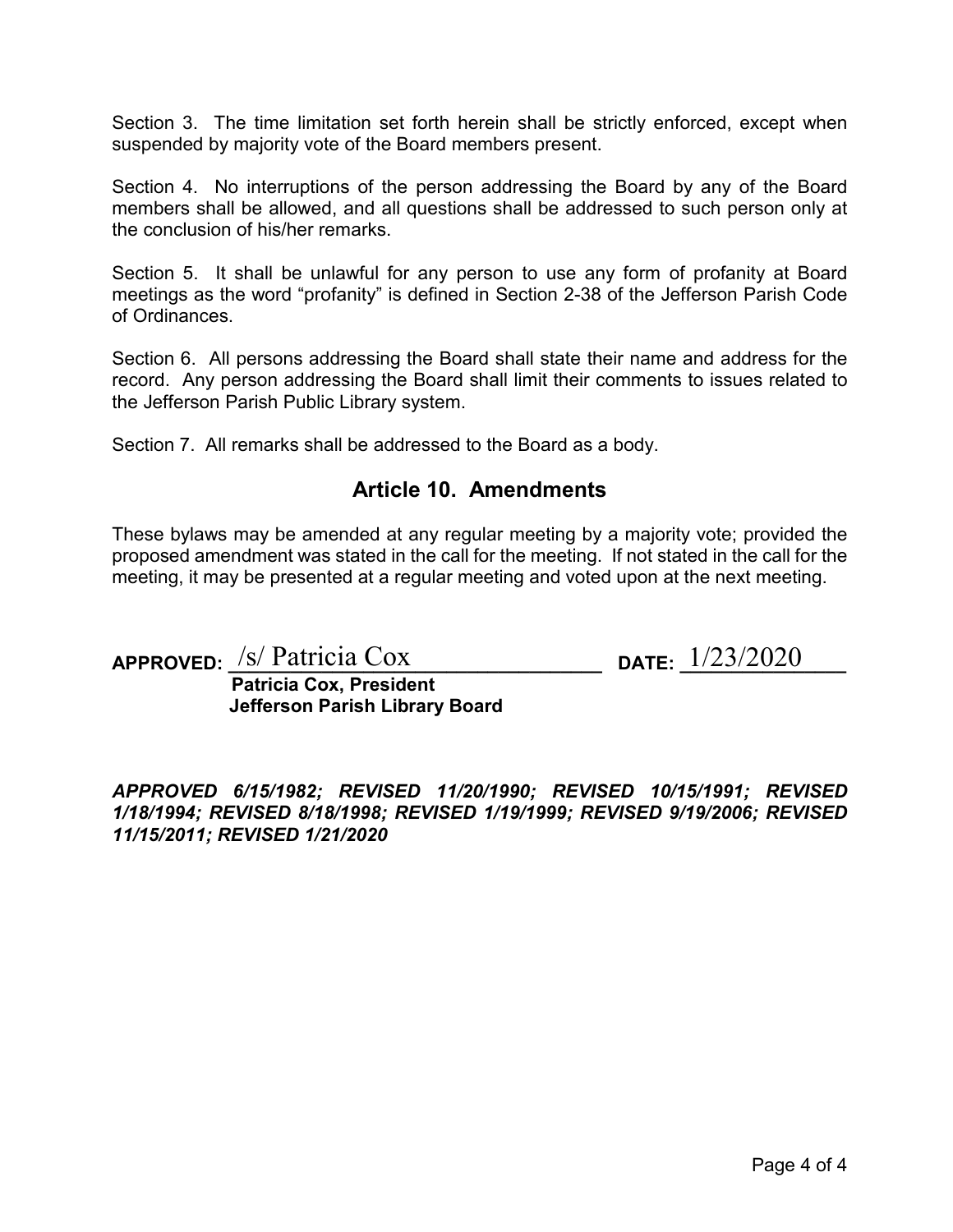Section 3. The time limitation set forth herein shall be strictly enforced, except when suspended by majority vote of the Board members present.

Section 4. No interruptions of the person addressing the Board by any of the Board members shall be allowed, and all questions shall be addressed to such person only at the conclusion of his/her remarks.

Section 5. It shall be unlawful for any person to use any form of profanity at Board meetings as the word "profanity" is defined in Section 2-38 of the Jefferson Parish Code of Ordinances.

Section 6. All persons addressing the Board shall state their name and address for the record. Any person addressing the Board shall limit their comments to issues related to the Jefferson Parish Public Library system.

Section 7. All remarks shall be addressed to the Board as a body.

## Article 10. Amendments

These bylaws may be amended at any regular meeting by a majority vote; provided the proposed amendment was stated in the call for the meeting. If not stated in the call for the meeting, it may be presented at a regular meeting and voted upon at the next meeting.

**APPROVED:** /s/ Patricia Cox **DATE:** 1/23/2020

**Patricia Cox, President**
**Jefferson Parish Library Board**

***APPROVED 6/15/1982; REVISED 11/20/1990; REVISED 10/15/1991; REVISED 1/18/1994; REVISED 8/18/1998; REVISED 1/19/1999; REVISED 9/19/2006; REVISED 11/15/2011; REVISED 1/21/2020***